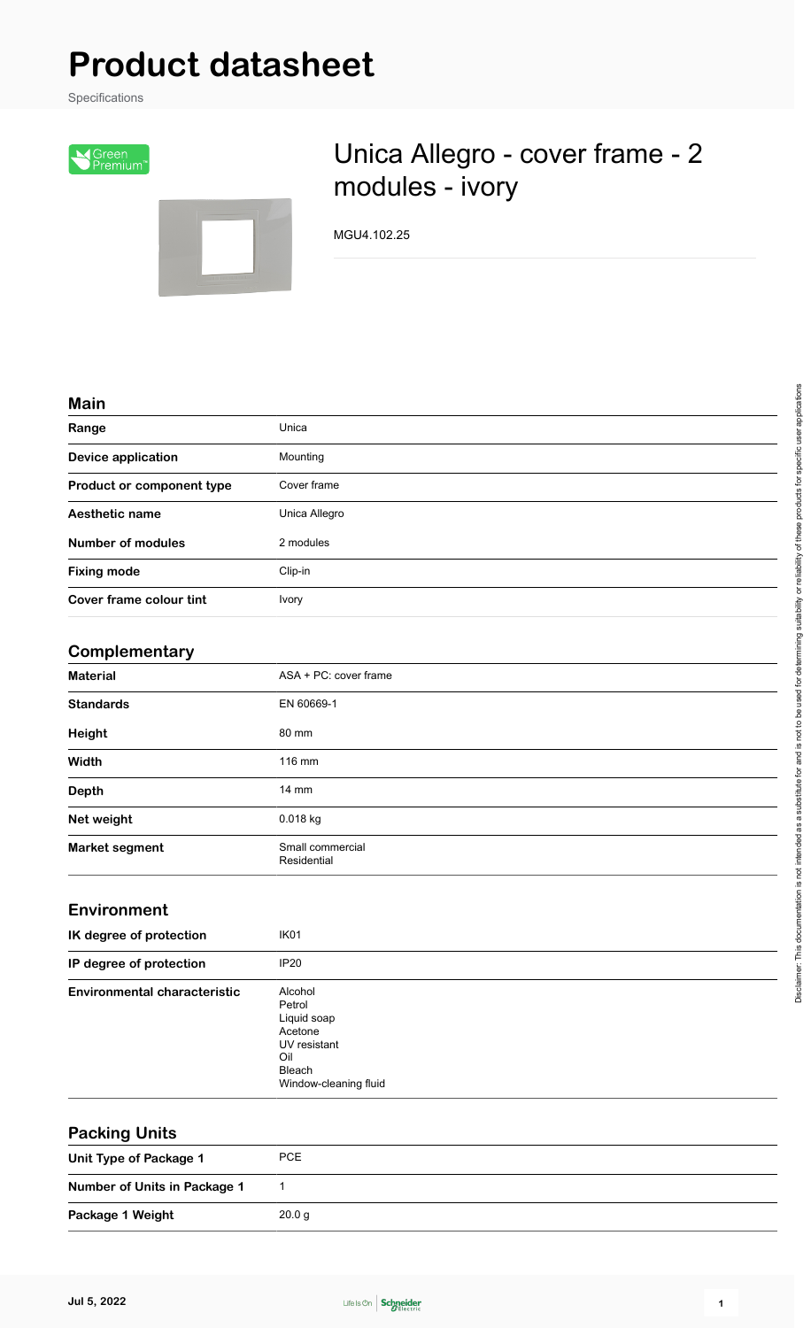# Product datasheet

Specifications

Green Premium™

## Unica Allegro - cover frame - 2 modules - ivory

MGU4.102.25

### Main

| | |
|---|---|
| **Range** | Unica |
| **Device application** | Mounting |
| **Product or component type** | Cover frame |
| **Aesthetic name** | Unica Allegro |
| **Number of modules** | 2 modules |
| **Fixing mode** | Clip-in |
| **Cover frame colour tint** | Ivory |

### Complementary

| | |
|---|---|
| **Material** | ASA + PC: cover frame |
| **Standards** | EN 60669-1 |
| **Height** | 80 mm |
| **Width** | 116 mm |
| **Depth** | 14 mm |
| **Net weight** | 0.018 kg |
| **Market segment** | Small commercial<br>Residential |

### Environment

| | |
|---|---|
| **IK degree of protection** | IK01 |
| **IP degree of protection** | IP20 |
| **Environmental characteristic** | Alcohol<br>Petrol<br>Liquid soap<br>Acetone<br>UV resistant<br>Oil<br>Bleach<br>Window-cleaning fluid |

### Packing Units

| | |
|---|---|
| **Unit Type of Package 1** | PCE |
| **Number of Units in Package 1** | 1 |
| **Package 1 Weight** | 20.0 g |

Disclaimer: This documentation is not intended as a substitute for and is not to be used for determining suitability or reliability of these products for specific user applications

Jul 5, 2022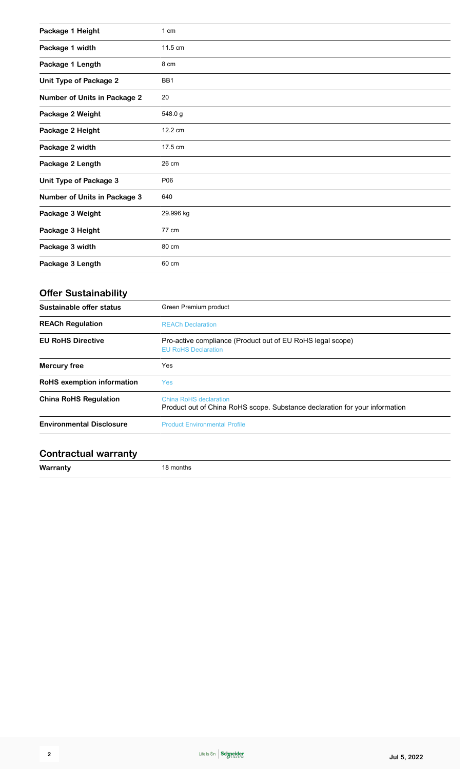| | |
|---|---|
| **Package 1 Height** | 1 cm |
| **Package 1 width** | 11.5 cm |
| **Package 1 Length** | 8 cm |
| **Unit Type of Package 2** | BB1 |
| **Number of Units in Package 2** | 20 |
| **Package 2 Weight** | 548.0 g |
| **Package 2 Height** | 12.2 cm |
| **Package 2 width** | 17.5 cm |
| **Package 2 Length** | 26 cm |
| **Unit Type of Package 3** | P06 |
| **Number of Units in Package 3** | 640 |
| **Package 3 Weight** | 29.996 kg |
| **Package 3 Height** | 77 cm |
| **Package 3 width** | 80 cm |
| **Package 3 Length** | 60 cm |

## Offer Sustainability

| | |
|---|---|
| **Sustainable offer status** | Green Premium product |
| **REACh Regulation** | REACh Declaration |
| **EU RoHS Directive** | Pro-active compliance (Product out of EU RoHS legal scope)<br>EU RoHS Declaration |
| **Mercury free** | Yes |
| **RoHS exemption information** | Yes |
| **China RoHS Regulation** | China RoHS declaration<br>Product out of China RoHS scope. Substance declaration for your information |
| **Environmental Disclosure** | Product Environmental Profile |

## Contractual warranty

| | |
|---|---|
| **Warranty** | 18 months |